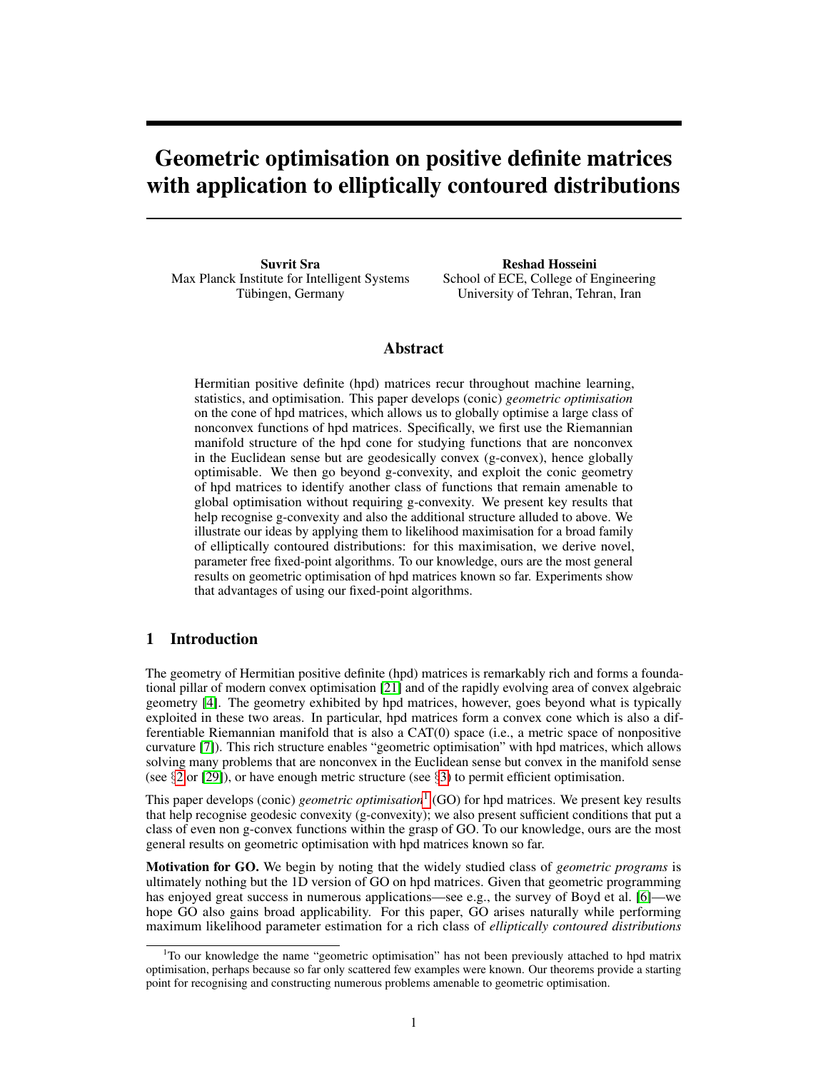# Geometric optimisation on positive definite matrices with application to elliptically contoured distributions

**Suvrit Sra**
Max Planck Institute for Intelligent Systems
Tübingen, Germany

**Reshad Hosseini**
School of ECE, College of Engineering
University of Tehran, Tehran, Iran

## Abstract

Hermitian positive definite (hpd) matrices recur throughout machine learning, statistics, and optimisation. This paper develops (conic) *geometric optimisation* on the cone of hpd matrices, which allows us to globally optimise a large class of nonconvex functions of hpd matrices. Specifically, we first use the Riemannian manifold structure of the hpd cone for studying functions that are nonconvex in the Euclidean sense but are geodesically convex (g-convex), hence globally optimisable. We then go beyond g-convexity, and exploit the conic geometry of hpd matrices to identify another class of functions that remain amenable to global optimisation without requiring g-convexity. We present key results that help recognise g-convexity and also the additional structure alluded to above. We illustrate our ideas by applying them to likelihood maximisation for a broad family of elliptically contoured distributions: for this maximisation, we derive novel, parameter free fixed-point algorithms. To our knowledge, ours are the most general results on geometric optimisation of hpd matrices known so far. Experiments show that advantages of using our fixed-point algorithms.

## 1 Introduction

The geometry of Hermitian positive definite (hpd) matrices is remarkably rich and forms a foundational pillar of modern convex optimisation [21] and of the rapidly evolving area of convex algebraic geometry [4]. The geometry exhibited by hpd matrices, however, goes beyond what is typically exploited in these two areas. In particular, hpd matrices form a convex cone which is also a differentiable Riemannian manifold that is also a CAT(0) space (i.e., a metric space of nonpositive curvature [7]). This rich structure enables "geometric optimisation" with hpd matrices, which allows solving many problems that are nonconvex in the Euclidean sense but convex in the manifold sense (see §2 or [29]), or have enough metric structure (see §3) to permit efficient optimisation.

This paper develops (conic) *geometric optimisation*[1] (GO) for hpd matrices. We present key results that help recognise geodesic convexity (g-convexity); we also present sufficient conditions that put a class of even non g-convex functions within the grasp of GO. To our knowledge, ours are the most general results on geometric optimisation with hpd matrices known so far.

**Motivation for GO.** We begin by noting that the widely studied class of *geometric programs* is ultimately nothing but the 1D version of GO on hpd matrices. Given that geometric programming has enjoyed great success in numerous applications—see e.g., the survey of Boyd et al. [6]—we hope GO also gains broad applicability. For this paper, GO arises naturally while performing maximum likelihood parameter estimation for a rich class of *elliptically contoured distributions*

[1] To our knowledge the name "geometric optimisation" has not been previously attached to hpd matrix optimisation, perhaps because so far only scattered few examples were known. Our theorems provide a starting point for recognising and constructing numerous problems amenable to geometric optimisation.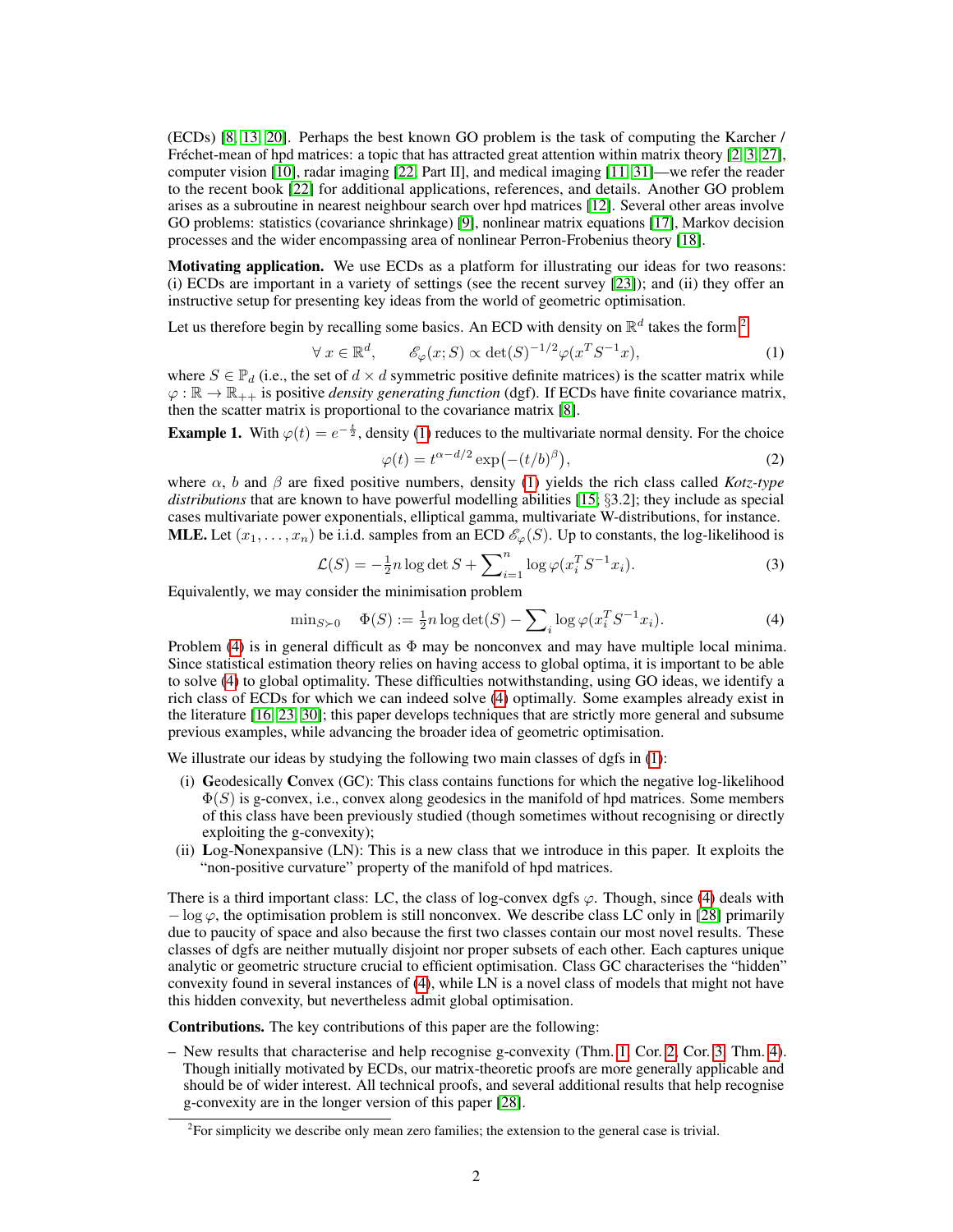(ECDs) [8, 13, 20]. Perhaps the best known GO problem is the task of computing the Karcher / Fréchet-mean of hpd matrices: a topic that has attracted great attention within matrix theory [2, 3, 27], computer vision [10], radar imaging [22, Part II], and medical imaging [11, 31]—we refer the reader to the recent book [22] for additional applications, references, and details. Another GO problem arises as a subroutine in nearest neighbour search over hpd matrices [12]. Several other areas involve GO problems: statistics (covariance shrinkage) [9], nonlinear matrix equations [17], Markov decision processes and the wider encompassing area of nonlinear Perron-Frobenius theory [18].

**Motivating application.** We use ECDs as a platform for illustrating our ideas for two reasons: (i) ECDs are important in a variety of settings (see the recent survey [23]); and (ii) they offer an instructive setup for presenting key ideas from the world of geometric optimisation.

Let us therefore begin by recalling some basics. An ECD with density on $\mathbb{R}^d$ takes the form [2]

$$\forall\, x \in \mathbb{R}^d, \qquad \mathscr{E}_\varphi(x; S) \propto \det(S)^{-1/2}\varphi(x^T S^{-1} x), \tag{1}$$

where $S \in \mathbb{P}_d$ (i.e., the set of $d \times d$ symmetric positive definite matrices) is the scatter matrix while $\varphi : \mathbb{R} \to \mathbb{R}_{++}$ is positive *density generating function* (dgf). If ECDs have finite covariance matrix, then the scatter matrix is proportional to the covariance matrix [8].

**Example 1.** With $\varphi(t) = e^{-\frac{t}{2}}$, density (1) reduces to the multivariate normal density. For the choice

$$\varphi(t) = t^{\alpha - d/2} \exp\bigl(-(t/b)^\beta\bigr), \tag{2}$$

where $\alpha$, $b$ and $\beta$ are fixed positive numbers, density (1) yields the rich class called *Kotz-type distributions* that are known to have powerful modelling abilities [15; §3.2]; they include as special cases multivariate power exponentials, elliptical gamma, multivariate W-distributions, for instance.

**MLE.** Let $(x_1, \ldots, x_n)$ be i.i.d. samples from an ECD $\mathscr{E}_\varphi(S)$. Up to constants, the log-likelihood is

$$\mathcal{L}(S) = -\tfrac{1}{2} n \log\det S + \sum\nolimits_{i=1}^{n} \log \varphi(x_i^T S^{-1} x_i). \tag{3}$$

Equivalently, we may consider the minimisation problem

$$\min\nolimits_{S \succ 0} \quad \Phi(S) := \tfrac{1}{2} n \log\det(S) - \sum\nolimits_i \log \varphi(x_i^T S^{-1} x_i). \tag{4}$$

Problem (4) is in general difficult as $\Phi$ may be nonconvex and may have multiple local minima. Since statistical estimation theory relies on having access to global optima, it is important to be able to solve (4) to global optimality. These difficulties notwithstanding, using GO ideas, we identify a rich class of ECDs for which we can indeed solve (4) optimally. Some examples already exist in the literature [16, 23, 30]; this paper develops techniques that are strictly more general and subsume previous examples, while advancing the broader idea of geometric optimisation.

We illustrate our ideas by studying the following two main classes of dgfs in (1):

(i) **G**eodesically **C**onvex (GC): This class contains functions for which the negative log-likelihood $\Phi(S)$ is g-convex, i.e., convex along geodesics in the manifold of hpd matrices. Some members of this class have been previously studied (though sometimes without recognising or directly exploiting the g-convexity);

(ii) **L**og-**N**onexpansive (LN): This is a new class that we introduce in this paper. It exploits the "non-positive curvature" property of the manifold of hpd matrices.

There is a third important class: LC, the class of log-convex dgfs $\varphi$. Though, since (4) deals with $-\log\varphi$, the optimisation problem is still nonconvex. We describe class LC only in [28] primarily due to paucity of space and also because the first two classes contain our most novel results. These classes of dgfs are neither mutually disjoint nor proper subsets of each other. Each captures unique analytic or geometric structure crucial to efficient optimisation. Class GC characterises the "hidden" convexity found in several instances of (4), while LN is a novel class of models that might not have this hidden convexity, but nevertheless admit global optimisation.

**Contributions.** The key contributions of this paper are the following:

– New results that characterise and help recognise g-convexity (Thm. 1, Cor. 2, Cor. 3, Thm. 4). Though initially motivated by ECDs, our matrix-theoretic proofs are more generally applicable and should be of wider interest. All technical proofs, and several additional results that help recognise g-convexity are in the longer version of this paper [28].

[2] For simplicity we describe only mean zero families; the extension to the general case is trivial.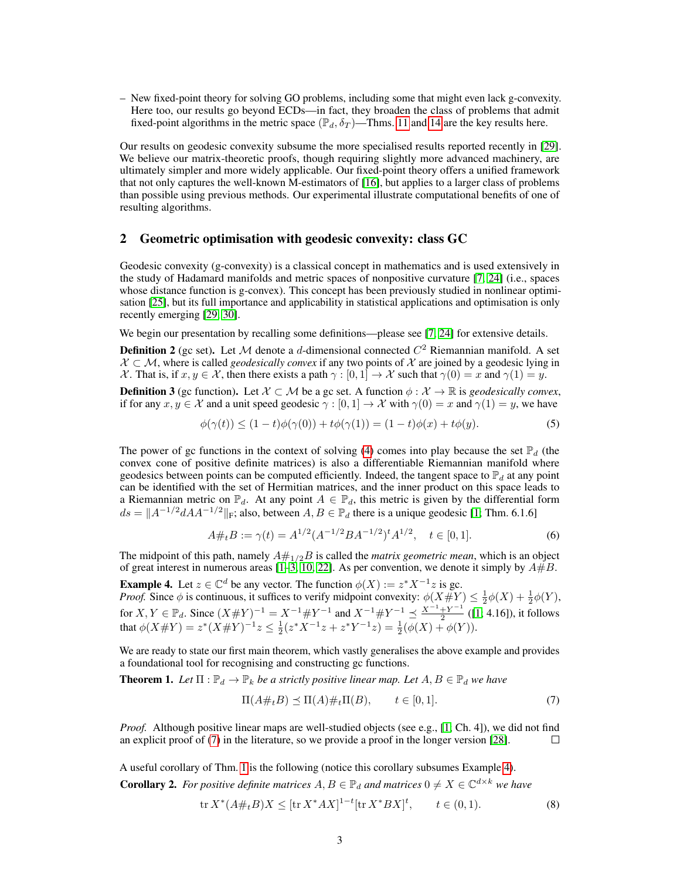– New fixed-point theory for solving GO problems, including some that might even lack g-convexity. Here too, our results go beyond ECDs—in fact, they broaden the class of problems that admit fixed-point algorithms in the metric space $(\mathbb{P}_d, \delta_T)$—Thms. 11 and 14 are the key results here.

Our results on geodesic convexity subsume the more specialised results reported recently in [29]. We believe our matrix-theoretic proofs, though requiring slightly more advanced machinery, are ultimately simpler and more widely applicable. Our fixed-point theory offers a unified framework that not only captures the well-known M-estimators of [16], but applies to a larger class of problems than possible using previous methods. Our experimental illustrate computational benefits of one of resulting algorithms.

## 2 Geometric optimisation with geodesic convexity: class GC

Geodesic convexity (g-convexity) is a classical concept in mathematics and is used extensively in the study of Hadamard manifolds and metric spaces of nonpositive curvature [7, 24] (i.e., spaces whose distance function is g-convex). This concept has been previously studied in nonlinear optimisation [25], but its full importance and applicability in statistical applications and optimisation is only recently emerging [29, 30].

We begin our presentation by recalling some definitions—please see [7, 24] for extensive details.

**Definition 2** (gc set)**.** Let $\mathcal{M}$ denote a $d$-dimensional connected $C^2$ Riemannian manifold. A set $\mathcal{X} \subset \mathcal{M}$, where is called *geodesically convex* if any two points of $\mathcal{X}$ are joined by a geodesic lying in $\mathcal{X}$. That is, if $x, y \in \mathcal{X}$, then there exists a path $\gamma : [0, 1] \to \mathcal{X}$ such that $\gamma(0) = x$ and $\gamma(1) = y$.

**Definition 3** (gc function)**.** Let $\mathcal{X} \subset \mathcal{M}$ be a gc set. A function $\phi : \mathcal{X} \to \mathbb{R}$ is *geodesically convex*, if for any $x, y \in \mathcal{X}$ and a unit speed geodesic $\gamma : [0, 1] \to \mathcal{X}$ with $\gamma(0) = x$ and $\gamma(1) = y$, we have

$$\phi(\gamma(t)) \leq (1 - t)\phi(\gamma(0)) + t\phi(\gamma(1)) = (1 - t)\phi(x) + t\phi(y). \tag{5}$$

The power of gc functions in the context of solving (4) comes into play because the set $\mathbb{P}_d$ (the convex cone of positive definite matrices) is also a differentiable Riemannian manifold where geodesics between points can be computed efficiently. Indeed, the tangent space to $\mathbb{P}_d$ at any point can be identified with the set of Hermitian matrices, and the inner product on this space leads to a Riemannian metric on $\mathbb{P}_d$. At any point $A \in \mathbb{P}_d$, this metric is given by the differential form $ds = \|A^{-1/2} dA A^{-1/2}\|_{\mathrm{F}}$; also, between $A, B \in \mathbb{P}_d$ there is a unique geodesic [1, Thm. 6.1.6]

$$A \#_t B := \gamma(t) = A^{1/2}(A^{-1/2} B A^{-1/2})^t A^{1/2}, \quad t \in [0, 1]. \tag{6}$$

The midpoint of this path, namely $A \#_{1/2} B$ is called the *matrix geometric mean*, which is an object of great interest in numerous areas [1–3, 10, 22]. As per convention, we denote it simply by $A \# B$.

**Example 4.** Let $z \in \mathbb{C}^d$ be any vector. The function $\phi(X) := z^* X^{-1} z$ is gc.
*Proof.* Since $\phi$ is continuous, it suffices to verify midpoint convexity: $\phi(X \# Y) \leq \frac{1}{2}\phi(X) + \frac{1}{2}\phi(Y)$, for $X, Y \in \mathbb{P}_d$. Since $(X \# Y)^{-1} = X^{-1} \# Y^{-1}$ and $X^{-1} \# Y^{-1} \preceq \frac{X^{-1} + Y^{-1}}{2}$ ([1, 4.16]), it follows that $\phi(X \# Y) = z^*(X \# Y)^{-1} z \leq \frac{1}{2}(z^* X^{-1} z + z^* Y^{-1} z) = \frac{1}{2}(\phi(X) + \phi(Y))$.

We are ready to state our first main theorem, which vastly generalises the above example and provides a foundational tool for recognising and constructing gc functions.

**Theorem 1.** *Let $\Pi : \mathbb{P}_d \to \mathbb{P}_k$ be a strictly positive linear map. Let $A, B \in \mathbb{P}_d$ we have*

$$\Pi(A \#_t B) \preceq \Pi(A) \#_t \Pi(B), \qquad t \in [0, 1]. \tag{7}$$

*Proof.* Although positive linear maps are well-studied objects (see e.g., [1, Ch. 4]), we did not find an explicit proof of (7) in the literature, so we provide a proof in the longer version [28]. □

A useful corollary of Thm. 1 is the following (notice this corollary subsumes Example 4).

**Corollary 2.** *For positive definite matrices $A, B \in \mathbb{P}_d$ and matrices $0 \neq X \in \mathbb{C}^{d \times k}$ we have*

$$\operatorname{tr} X^*(A \#_t B)X \leq [\operatorname{tr} X^* A X]^{1-t} [\operatorname{tr} X^* B X]^t, \qquad t \in (0, 1). \tag{8}$$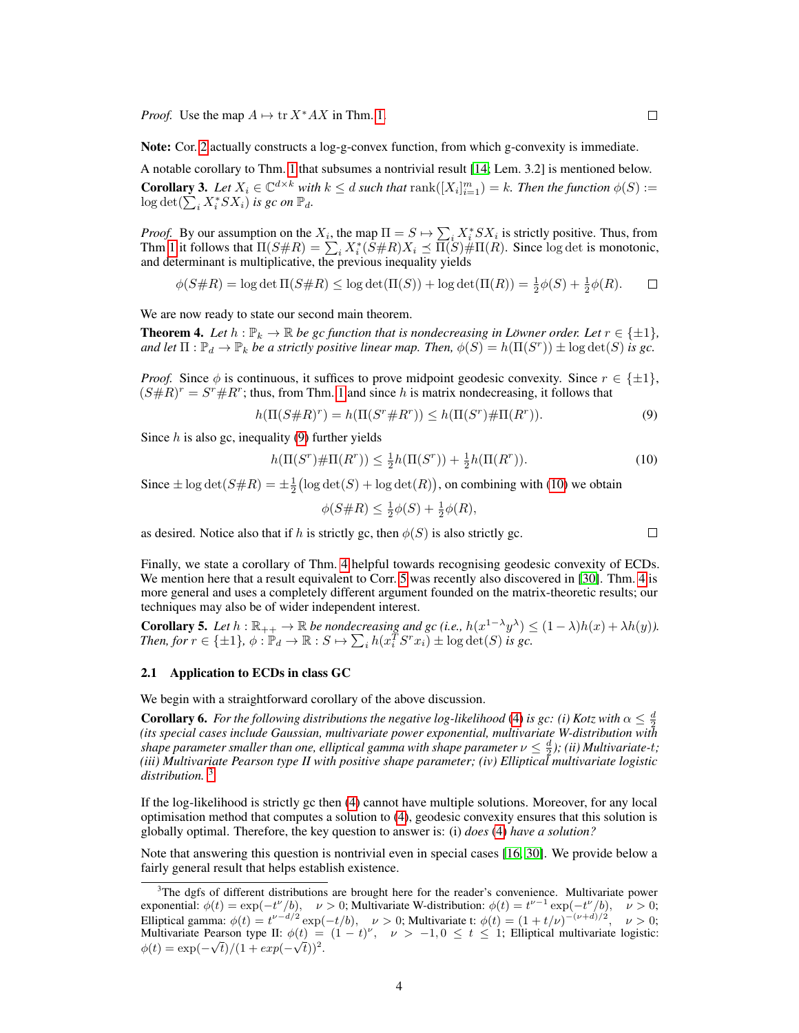*Proof.* Use the map $A \mapsto \operatorname{tr} X^*AX$ in Thm. 1. □

**Note:** Cor. 2 actually constructs a log-g-convex function, from which g-convexity is immediate.

A notable corollary to Thm. 1 that subsumes a nontrivial result [14; Lem. 3.2] is mentioned below.

**Corollary 3.** *Let $X_i \in \mathbb{C}^{d\times k}$ with $k \le d$ such that $\operatorname{rank}([X_i]_{i=1}^m) = k$. Then the function $\phi(S) := \log\det(\sum_i X_i^* S X_i)$ is gc on $\mathbb{P}_d$.*

*Proof.* By our assumption on the $X_i$, the map $\Pi = S \mapsto \sum_i X_i^* S X_i$ is strictly positive. Thus, from Thm 1 it follows that $\Pi(S\#R) = \sum_i X_i^*(S\#R)X_i \preceq \Pi(S)\#\Pi(R)$. Since $\log\det$ is monotonic, and determinant is multiplicative, the previous inequality yields

$$\phi(S\#R) = \log\det\Pi(S\#R) \le \log\det(\Pi(S)) + \log\det(\Pi(R)) = \tfrac{1}{2}\phi(S) + \tfrac{1}{2}\phi(R).$$

□

We are now ready to state our second main theorem.

**Theorem 4.** *Let $h : \mathbb{P}_k \to \mathbb{R}$ be gc function that is nondecreasing in Löwner order. Let $r \in \{\pm 1\}$, and let $\Pi : \mathbb{P}_d \to \mathbb{P}_k$ be a strictly positive linear map. Then, $\phi(S) = h(\Pi(S^r)) \pm \log\det(S)$ is gc.*

*Proof.* Since $\phi$ is continuous, it suffices to prove midpoint geodesic convexity. Since $r \in \{\pm 1\}$, $(S\#R)^r = S^r \# R^r$; thus, from Thm. 1 and since $h$ is matrix nondecreasing, it follows that

$$h(\Pi(S\#R)^r) = h(\Pi(S^r\#R^r)) \le h(\Pi(S^r)\#\Pi(R^r)). \tag{9}$$

Since $h$ is also gc, inequality (9) further yields

$$h(\Pi(S^r)\#\Pi(R^r)) \le \tfrac{1}{2}h(\Pi(S^r)) + \tfrac{1}{2}h(\Pi(R^r)). \tag{10}$$

Since $\pm\log\det(S\#R) = \pm\frac{1}{2}\big(\log\det(S) + \log\det(R)\big)$, on combining with (10) we obtain

$$\phi(S\#R) \le \tfrac{1}{2}\phi(S) + \tfrac{1}{2}\phi(R),$$

as desired. Notice also that if $h$ is strictly gc, then $\phi(S)$ is also strictly gc. □

Finally, we state a corollary of Thm. 4 helpful towards recognising geodesic convexity of ECDs. We mention here that a result equivalent to Corr. 5 was recently also discovered in [30]. Thm. 4 is more general and uses a completely different argument founded on the matrix-theoretic results; our techniques may also be of wider independent interest.

**Corollary 5.** *Let $h : \mathbb{R}_{++} \to \mathbb{R}$ be nondecreasing and gc (i.e., $h(x^{1-\lambda}y^\lambda) \le (1-\lambda)h(x) + \lambda h(y)$). Then, for $r \in \{\pm 1\}$, $\phi : \mathbb{P}_d \to \mathbb{R} : S \mapsto \sum_i h(x_i^T S^r x_i) \pm \log\det(S)$ is gc.*

## 2.1 Application to ECDs in class GC

We begin with a straightforward corollary of the above discussion.

**Corollary 6.** *For the following distributions the negative log-likelihood (4) is gc: (i) Kotz with $\alpha \le \frac{d}{2}$ (its special cases include Gaussian, multivariate power exponential, multivariate W-distribution with shape parameter smaller than one, elliptical gamma with shape parameter $\nu \le \frac{d}{2}$); (ii) Multivariate-t; (iii) Multivariate Pearson type II with positive shape parameter; (iv) Elliptical multivariate logistic distribution.* [3]

If the log-likelihood is strictly gc then (4) cannot have multiple solutions. Moreover, for any local optimisation method that computes a solution to (4), geodesic convexity ensures that this solution is globally optimal. Therefore, the key question to answer is: (i) *does* (4) *have a solution?*

Note that answering this question is nontrivial even in special cases [16, 30]. We provide below a fairly general result that helps establish existence.

---

[3] The dgfs of different distributions are brought here for the reader's convenience. Multivariate power exponential: $\phi(t) = \exp(-t^\nu/b)$, $\nu > 0$; Multivariate W-distribution: $\phi(t) = t^{\nu-1}\exp(-t^\nu/b)$, $\nu > 0$; Elliptical gamma: $\phi(t) = t^{\nu-d/2}\exp(-t/b)$, $\nu > 0$; Multivariate t: $\phi(t) = (1 + t/\nu)^{-(\nu+d)/2}$, $\nu > 0$; Multivariate Pearson type II: $\phi(t) = (1-t)^\nu$, $\nu > -1, 0 \le t \le 1$; Elliptical multivariate logistic: $\phi(t) = \exp(-\sqrt{t})/(1 + exp(-\sqrt{t}))^2$.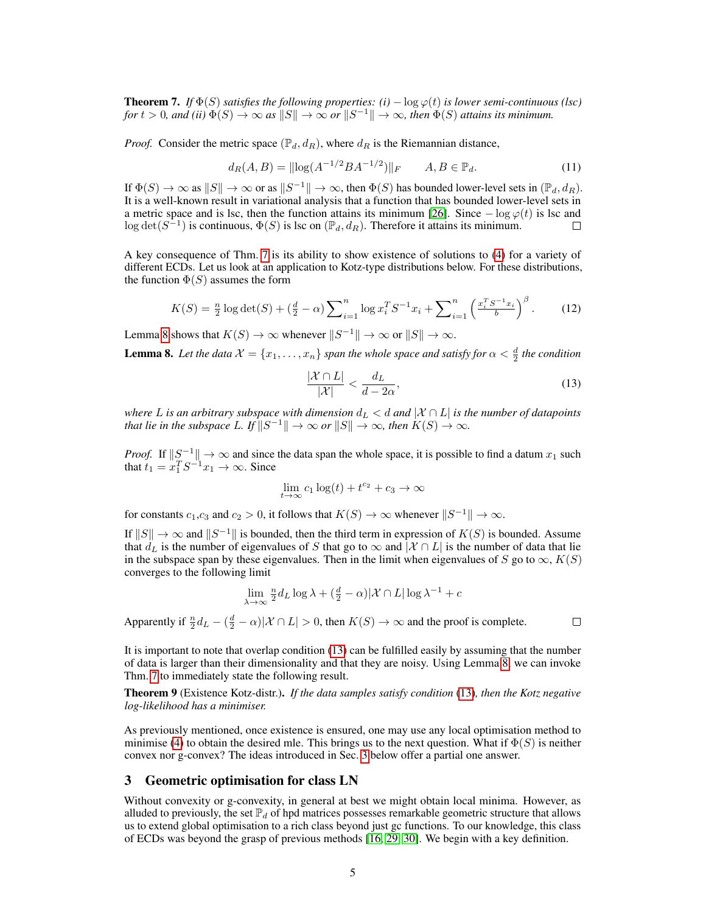**Theorem 7.** *If $\Phi(S)$ satisfies the following properties: (i) $-\log\varphi(t)$ is lower semi-continuous (lsc) for $t > 0$, and (ii) $\Phi(S) \to \infty$ as $\|S\| \to \infty$ or $\|S^{-1}\| \to \infty$, then $\Phi(S)$ attains its minimum.*

*Proof.* Consider the metric space $(\mathbb{P}_d, d_R)$, where $d_R$ is the Riemannian distance,

$$d_R(A, B) = \|\log(A^{-1/2}BA^{-1/2})\|_F \qquad A, B \in \mathbb{P}_d. \tag{11}$$

If $\Phi(S) \to \infty$ as $\|S\| \to \infty$ or as $\|S^{-1}\| \to \infty$, then $\Phi(S)$ has bounded lower-level sets in $(\mathbb{P}_d, d_R)$. It is a well-known result in variational analysis that a function that has bounded lower-level sets in a metric space and is lsc, then the function attains its minimum [26]. Since $-\log\varphi(t)$ is lsc and $\log\det(S^{-1})$ is continuous, $\Phi(S)$ is lsc on $(\mathbb{P}_d, d_R)$. Therefore it attains its minimum. $\square$

A key consequence of Thm. 7 is its ability to show existence of solutions to (4) for a variety of different ECDs. Let us look at an application to Kotz-type distributions below. For these distributions, the function $\Phi(S)$ assumes the form

$$K(S) = \tfrac{n}{2}\log\det(S) + (\tfrac{d}{2} - \alpha)\sum\nolimits_{i=1}^{n}\log x_i^T S^{-1} x_i + \sum\nolimits_{i=1}^{n}\left(\tfrac{x_i^T S^{-1} x_i}{b}\right)^{\beta}. \tag{12}$$

Lemma 8 shows that $K(S) \to \infty$ whenever $\|S^{-1}\| \to \infty$ or $\|S\| \to \infty$.

**Lemma 8.** *Let the data $\mathcal{X} = \{x_1, \ldots, x_n\}$ span the whole space and satisfy for $\alpha < \frac{d}{2}$ the condition*

$$\frac{|\mathcal{X} \cap L|}{|\mathcal{X}|} < \frac{d_L}{d - 2\alpha}, \tag{13}$$

*where $L$ is an arbitrary subspace with dimension $d_L < d$ and $|\mathcal{X} \cap L|$ is the number of datapoints that lie in the subspace $L$. If $\|S^{-1}\| \to \infty$ or $\|S\| \to \infty$, then $K(S) \to \infty$.*

*Proof.* If $\|S^{-1}\| \to \infty$ and since the data span the whole space, it is possible to find a datum $x_1$ such that $t_1 = x_1^T S^{-1} x_1 \to \infty$. Since

$$\lim_{t\to\infty} c_1 \log(t) + t^{c_2} + c_3 \to \infty$$

for constants $c_1$,$c_3$ and $c_2 > 0$, it follows that $K(S) \to \infty$ whenever $\|S^{-1}\| \to \infty$.

If $\|S\| \to \infty$ and $\|S^{-1}\|$ is bounded, then the third term in expression of $K(S)$ is bounded. Assume that $d_L$ is the number of eigenvalues of $S$ that go to $\infty$ and $|\mathcal{X} \cap L|$ is the number of data that lie in the subspace span by these eigenvalues. Then in the limit when eigenvalues of $S$ go to $\infty$, $K(S)$ converges to the following limit

$$\lim_{\lambda\to\infty} \tfrac{n}{2} d_L \log\lambda + (\tfrac{d}{2} - \alpha)|\mathcal{X} \cap L| \log\lambda^{-1} + c$$

Apparently if $\frac{n}{2}d_L - (\frac{d}{2} - \alpha)|\mathcal{X} \cap L| > 0$, then $K(S) \to \infty$ and the proof is complete. $\square$

It is important to note that overlap condition (13) can be fulfilled easily by assuming that the number of data is larger than their dimensionality and that they are noisy. Using Lemma 8, we can invoke Thm. 7 to immediately state the following result.

**Theorem 9** (Existence Kotz-distr.)**.** *If the data samples satisfy condition (13), then the Kotz negative log-likelihood has a minimiser.*

As previously mentioned, once existence is ensured, one may use any local optimisation method to minimise (4) to obtain the desired mle. This brings us to the next question. What if $\Phi(S)$ is neither convex nor g-convex? The ideas introduced in Sec. 3 below offer a partial one answer.

## 3 Geometric optimisation for class LN

Without convexity or g-convexity, in general at best we might obtain local minima. However, as alluded to previously, the set $\mathbb{P}_d$ of hpd matrices possesses remarkable geometric structure that allows us to extend global optimisation to a rich class beyond just gc functions. To our knowledge, this class of ECDs was beyond the grasp of previous methods [16, 29, 30]. We begin with a key definition.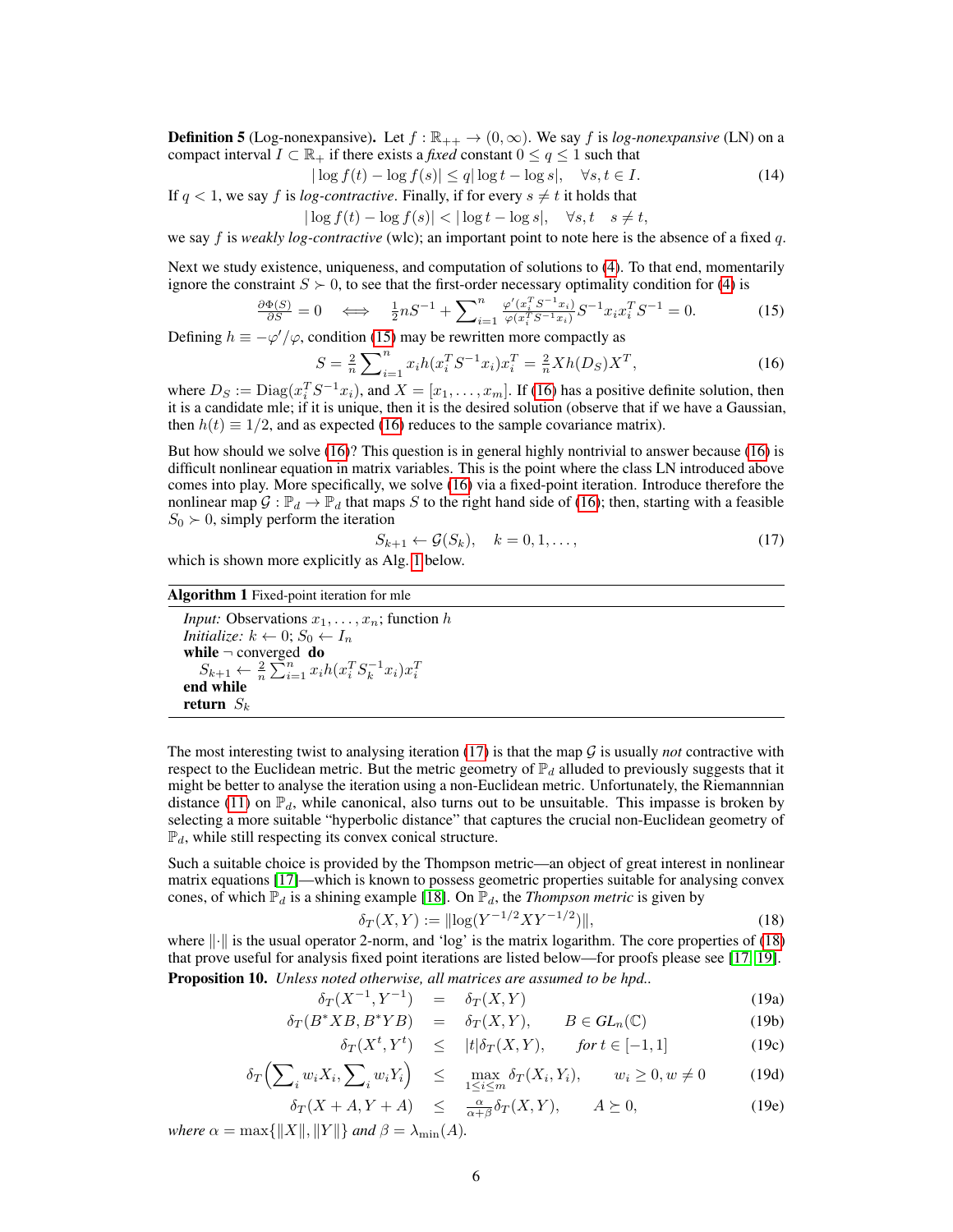**Definition 5** (Log-nonexpansive). Let $f : \mathbb{R}_{++} \to (0, \infty)$. We say $f$ is *log-nonexpansive* (LN) on a compact interval $I \subset \mathbb{R}_+$ if there exists a *fixed* constant $0 \leq q \leq 1$ such that

$$|\log f(t) - \log f(s)| \leq q|\log t - \log s|, \quad \forall s, t \in I. \tag{14}$$

If $q < 1$, we say $f$ is *log-contractive*. Finally, if for every $s \neq t$ it holds that

$$|\log f(t) - \log f(s)| < |\log t - \log s|, \quad \forall s, t \quad s \neq t,$$

we say $f$ is *weakly log-contractive* (wlc); an important point to note here is the absence of a fixed $q$.

Next we study existence, uniqueness, and computation of solutions to (4). To that end, momentarily ignore the constraint $S \succ 0$, to see that the first-order necessary optimality condition for (4) is

$$\frac{\partial \Phi(S)}{\partial S} = 0 \iff \tfrac{1}{2}nS^{-1} + \sum_{i=1}^{n} \frac{\varphi'(x_i^T S^{-1} x_i)}{\varphi(x_i^T S^{-1} x_i)} S^{-1} x_i x_i^T S^{-1} = 0. \tag{15}$$

Defining $h \equiv -\varphi'/\varphi$, condition (15) may be rewritten more compactly as

$$S = \tfrac{2}{n} \sum_{i=1}^{n} x_i h(x_i^T S^{-1} x_i) x_i^T = \tfrac{2}{n} X h(D_S) X^T, \tag{16}$$

where $D_S := \mathrm{Diag}(x_i^T S^{-1} x_i)$, and $X = [x_1, \ldots, x_m]$. If (16) has a positive definite solution, then it is a candidate mle; if it is unique, then it is the desired solution (observe that if we have a Gaussian, then $h(t) \equiv 1/2$, and as expected (16) reduces to the sample covariance matrix).

But how should we solve (16)? This question is in general highly nontrivial to answer because (16) is difficult nonlinear equation in matrix variables. This is the point where the class LN introduced above comes into play. More specifically, we solve (16) via a fixed-point iteration. Introduce therefore the nonlinear map $\mathcal{G} : \mathbb{P}_d \to \mathbb{P}_d$ that maps $S$ to the right hand side of (16); then, starting with a feasible $S_0 \succ 0$, simply perform the iteration

$$S_{k+1} \leftarrow \mathcal{G}(S_k), \quad k = 0, 1, \ldots, \tag{17}$$

which is shown more explicitly as Alg. 1 below.

**Algorithm 1** Fixed-point iteration for mle

*Input:* Observations $x_1, \ldots, x_n$; function $h$
*Initialize:* $k \leftarrow 0$; $S_0 \leftarrow I_n$
**while** $\neg$ converged **do**
  $S_{k+1} \leftarrow \frac{2}{n} \sum_{i=1}^{n} x_i h(x_i^T S_k^{-1} x_i) x_i^T$
**end while**
**return** $S_k$

The most interesting twist to analysing iteration (17) is that the map $\mathcal{G}$ is usually *not* contractive with respect to the Euclidean metric. But the metric geometry of $\mathbb{P}_d$ alluded to previously suggests that it might be better to analyse the iteration using a non-Euclidean metric. Unfortunately, the Riemannnian distance (11) on $\mathbb{P}_d$, while canonical, also turns out to be unsuitable. This impasse is broken by selecting a more suitable "hyperbolic distance" that captures the crucial non-Euclidean geometry of $\mathbb{P}_d$, while still respecting its convex conical structure.

Such a suitable choice is provided by the Thompson metric—an object of great interest in nonlinear matrix equations [17]—which is known to possess geometric properties suitable for analysing convex cones, of which $\mathbb{P}_d$ is a shining example [18]. On $\mathbb{P}_d$, the *Thompson metric* is given by

$$\delta_T(X, Y) := \|\log(Y^{-1/2} X Y^{-1/2})\|, \tag{18}$$

where $\|\cdot\|$ is the usual operator 2-norm, and 'log' is the matrix logarithm. The core properties of (18) that prove useful for analysis fixed point iterations are listed below—for proofs please see [17, 19].

**Proposition 10.** *Unless noted otherwise, all matrices are assumed to be hpd..*

$$\delta_T(X^{-1}, Y^{-1}) = \delta_T(X, Y) \tag{19a}$$

$$\delta_T(B^* X B, B^* Y B) = \delta_T(X, Y), \qquad B \in GL_n(\mathbb{C}) \tag{19b}$$

$$\delta_T(X^t, Y^t) \leq |t|\delta_T(X, Y), \qquad \textit{for } t \in [-1, 1] \tag{19c}$$

$$\delta_T\Big(\sum\nolimits_i w_i X_i, \sum\nolimits_i w_i Y_i\Big) \leq \max_{1 \leq i \leq m} \delta_T(X_i, Y_i), \qquad w_i \geq 0, w \neq 0 \tag{19d}$$

$$\delta_T(X + A, Y + A) \leq \tfrac{\alpha}{\alpha + \beta} \delta_T(X, Y), \qquad A \succeq 0, \tag{19e}$$

*where* $\alpha = \max\{\|X\|, \|Y\|\}$ *and* $\beta = \lambda_{\min}(A)$.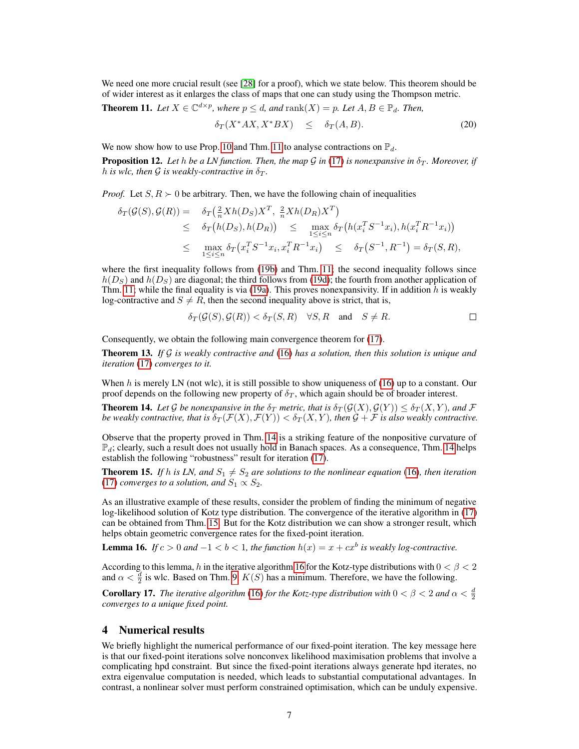We need one more crucial result (see [28] for a proof), which we state below. This theorem should be of wider interest as it enlarges the class of maps that one can study using the Thompson metric.

**Theorem 11.** *Let $X \in \mathbb{C}^{d\times p}$, where $p \leq d$, and $\operatorname{rank}(X) = p$. Let $A, B \in \mathbb{P}_d$. Then,*

$$\delta_T(X^*AX, X^*BX) \quad \leq \quad \delta_T(A, B). \tag{20}$$

We now show how to use Prop. 10 and Thm. 11 to analyse contractions on $\mathbb{P}_d$.

**Proposition 12.** *Let $h$ be a LN function. Then, the map $\mathcal{G}$ in (17) is nonexpansive in $\delta_T$. Moreover, if $h$ is wlc, then $\mathcal{G}$ is weakly-contractive in $\delta_T$.*

*Proof.* Let $S, R \succ 0$ be arbitrary. Then, we have the following chain of inequalities

$$\begin{aligned}
\delta_T(\mathcal{G}(S), \mathcal{G}(R)) = \quad & \delta_T\big(\tfrac{2}{n}Xh(D_S)X^T,\ \tfrac{2}{n}Xh(D_R)X^T\big) \\
\leq \quad & \delta_T\big(h(D_S), h(D_R)\big) \quad \leq \quad \max_{1\leq i\leq n} \delta_T\big(h(x_i^T S^{-1} x_i), h(x_i^T R^{-1} x_i)\big) \\
\leq \quad & \max_{1\leq i\leq n} \delta_T\big(x_i^T S^{-1} x_i, x_i^T R^{-1} x_i\big) \quad \leq \quad \delta_T\big(S^{-1}, R^{-1}\big) = \delta_T(S, R),
\end{aligned}$$

where the first inequality follows from (19b) and Thm. 11; the second inequality follows since $h(D_S)$ and $h(D_S)$ are diagonal; the third follows from (19d); the fourth from another application of Thm. 11; while the final equality is via (19a). This proves nonexpansivity. If in addition $h$ is weakly log-contractive and $S \neq R$, then the second inequality above is strict, that is,

$$\delta_T(\mathcal{G}(S), \mathcal{G}(R)) < \delta_T(S, R) \quad \forall S, R \quad \text{and} \quad S \neq R. \qquad \square$$

Consequently, we obtain the following main convergence theorem for (17).

**Theorem 13.** *If $\mathcal{G}$ is weakly contractive and (16) has a solution, then this solution is unique and iteration (17) converges to it.*

When $h$ is merely LN (not wlc), it is still possible to show uniqueness of (16) up to a constant. Our proof depends on the following new property of $\delta_T$, which again should be of broader interest.

**Theorem 14.** *Let $\mathcal{G}$ be nonexpansive in the $\delta_T$ metric, that is $\delta_T(\mathcal{G}(X), \mathcal{G}(Y)) \leq \delta_T(X, Y)$, and $\mathcal{F}$ be weakly contractive, that is $\delta_T(\mathcal{F}(X), \mathcal{F}(Y)) < \delta_T(X, Y)$, then $\mathcal{G} + \mathcal{F}$ is also weakly contractive.*

Observe that the property proved in Thm. 14 is a striking feature of the nonpositive curvature of $\mathbb{P}_d$; clearly, such a result does not usually hold in Banach spaces. As a consequence, Thm. 14 helps establish the following "robustness" result for iteration (17).

**Theorem 15.** *If $h$ is LN, and $S_1 \neq S_2$ are solutions to the nonlinear equation (16), then iteration (17) converges to a solution, and $S_1 \propto S_2$.*

As an illustrative example of these results, consider the problem of finding the minimum of negative log-likelihood solution of Kotz type distribution. The convergence of the iterative algorithm in (17) can be obtained from Thm. 15. But for the Kotz distribution we can show a stronger result, which helps obtain geometric convergence rates for the fixed-point iteration.

**Lemma 16.** *If $c > 0$ and $-1 < b < 1$, the function $h(x) = x + cx^b$ is weakly log-contractive.*

According to this lemma, $h$ in the iterative algorithm 16 for the Kotz-type distributions with $0 < \beta < 2$ and $\alpha < \frac{d}{2}$ is wlc. Based on Thm. 9, $K(S)$ has a minimum. Therefore, we have the following.

**Corollary 17.** *The iterative algorithm (16) for the Kotz-type distribution with $0 < \beta < 2$ and $\alpha < \frac{d}{2}$ converges to a unique fixed point.*

## 4 Numerical results

We briefly highlight the numerical performance of our fixed-point iteration. The key message here is that our fixed-point iterations solve nonconvex likelihood maximisation problems that involve a complicating hpd constraint. But since the fixed-point iterations always generate hpd iterates, no extra eigenvalue computation is needed, which leads to substantial computational advantages. In contrast, a nonlinear solver must perform constrained optimisation, which can be unduly expensive.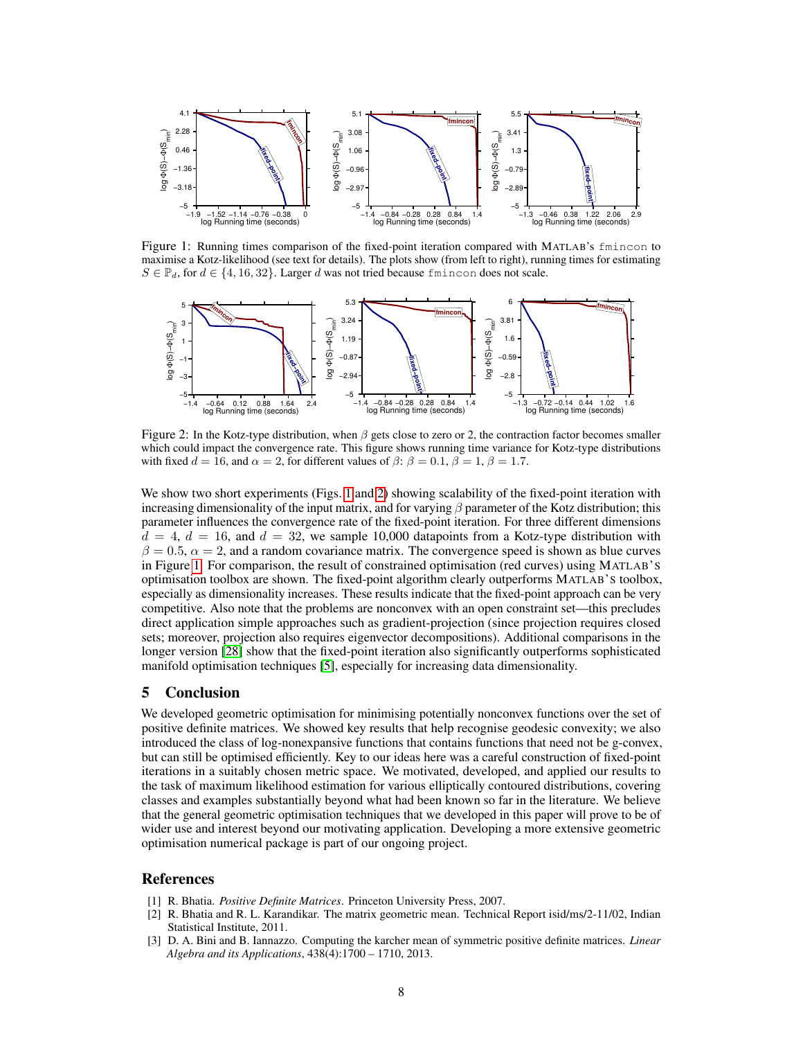Figure 1: Running times comparison of the fixed-point iteration compared with MATLAB's `fmincon` to maximise a Kotz-likelihood (see text for details). The plots show (from left to right), running times for estimating $S \in \mathbb{P}_d$, for $d \in \{4, 16, 32\}$. Larger $d$ was not tried because `fmincon` does not scale.

Figure 2: In the Kotz-type distribution, when $\beta$ gets close to zero or 2, the contraction factor becomes smaller which could impact the convergence rate. This figure shows running time variance for Kotz-type distributions with fixed $d = 16$, and $\alpha = 2$, for different values of $\beta$: $\beta = 0.1$, $\beta = 1$, $\beta = 1.7$.

We show two short experiments (Figs. 1 and 2) showing scalability of the fixed-point iteration with increasing dimensionality of the input matrix, and for varying $\beta$ parameter of the Kotz distribution; this parameter influences the convergence rate of the fixed-point iteration. For three different dimensions $d = 4$, $d = 16$, and $d = 32$, we sample 10,000 datapoints from a Kotz-type distribution with $\beta = 0.5$, $\alpha = 2$, and a random covariance matrix. The convergence speed is shown as blue curves in Figure 1. For comparison, the result of constrained optimisation (red curves) using MATLAB'S optimisation toolbox are shown. The fixed-point algorithm clearly outperforms MATLAB'S toolbox, especially as dimensionality increases. These results indicate that the fixed-point approach can be very competitive. Also note that the problems are nonconvex with an open constraint set—this precludes direct application simple approaches such as gradient-projection (since projection requires closed sets; moreover, projection also requires eigenvector decompositions). Additional comparisons in the longer version [28] show that the fixed-point iteration also significantly outperforms sophisticated manifold optimisation techniques [5], especially for increasing data dimensionality.

## 5 Conclusion

We developed geometric optimisation for minimising potentially nonconvex functions over the set of positive definite matrices. We showed key results that help recognise geodesic convexity; we also introduced the class of log-nonexpansive functions that contains functions that need not be g-convex, but can still be optimised efficiently. Key to our ideas here was a careful construction of fixed-point iterations in a suitably chosen metric space. We motivated, developed, and applied our results to the task of maximum likelihood estimation for various elliptically contoured distributions, covering classes and examples substantially beyond what had been known so far in the literature. We believe that the general geometric optimisation techniques that we developed in this paper will prove to be of wider use and interest beyond our motivating application. Developing a more extensive geometric optimisation numerical package is part of our ongoing project.

## References

[1] R. Bhatia. *Positive Definite Matrices*. Princeton University Press, 2007.

[2] R. Bhatia and R. L. Karandikar. The matrix geometric mean. Technical Report isid/ms/2-11/02, Indian Statistical Institute, 2011.

[3] D. A. Bini and B. Iannazzo. Computing the karcher mean of symmetric positive definite matrices. *Linear Algebra and its Applications*, 438(4):1700 – 1710, 2013.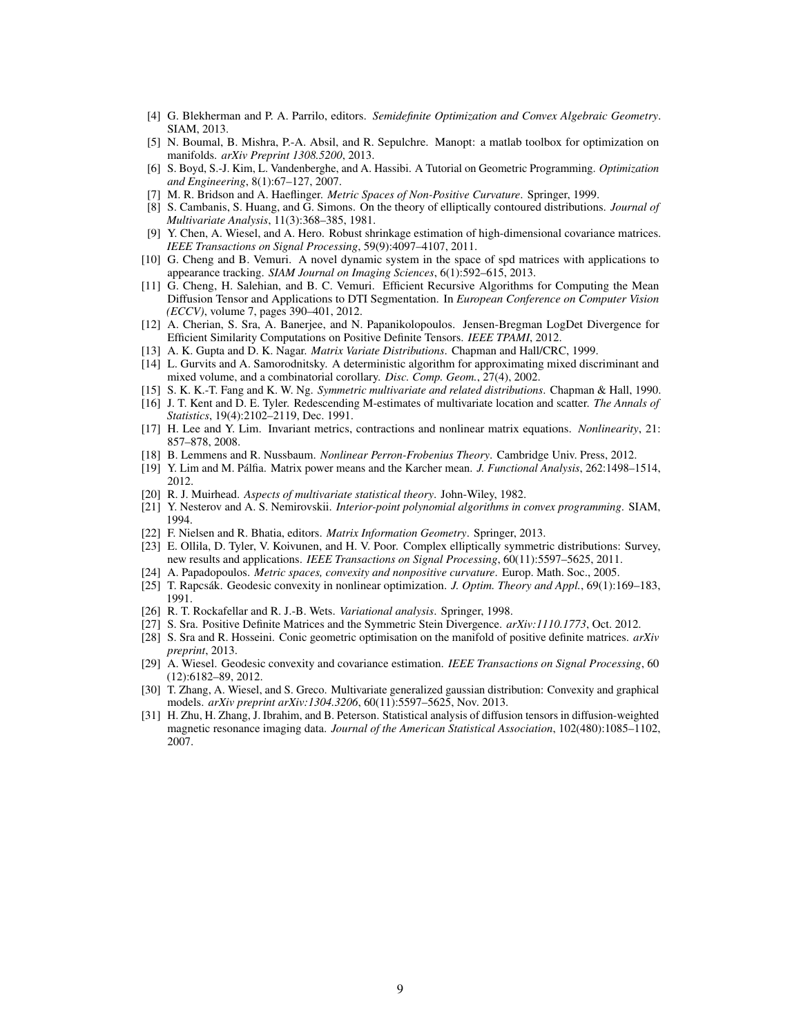[4] G. Blekherman and P. A. Parrilo, editors. *Semidefinite Optimization and Convex Algebraic Geometry*. SIAM, 2013.

[5] N. Boumal, B. Mishra, P.-A. Absil, and R. Sepulchre. Manopt: a matlab toolbox for optimization on manifolds. *arXiv Preprint 1308.5200*, 2013.

[6] S. Boyd, S.-J. Kim, L. Vandenberghe, and A. Hassibi. A Tutorial on Geometric Programming. *Optimization and Engineering*, 8(1):67–127, 2007.

[7] M. R. Bridson and A. Haeflinger. *Metric Spaces of Non-Positive Curvature*. Springer, 1999.

[8] S. Cambanis, S. Huang, and G. Simons. On the theory of elliptically contoured distributions. *Journal of Multivariate Analysis*, 11(3):368–385, 1981.

[9] Y. Chen, A. Wiesel, and A. Hero. Robust shrinkage estimation of high-dimensional covariance matrices. *IEEE Transactions on Signal Processing*, 59(9):4097–4107, 2011.

[10] G. Cheng and B. Vemuri. A novel dynamic system in the space of spd matrices with applications to appearance tracking. *SIAM Journal on Imaging Sciences*, 6(1):592–615, 2013.

[11] G. Cheng, H. Salehian, and B. C. Vemuri. Efficient Recursive Algorithms for Computing the Mean Diffusion Tensor and Applications to DTI Segmentation. In *European Conference on Computer Vision (ECCV)*, volume 7, pages 390–401, 2012.

[12] A. Cherian, S. Sra, A. Banerjee, and N. Papanikolopoulos. Jensen-Bregman LogDet Divergence for Efficient Similarity Computations on Positive Definite Tensors. *IEEE TPAMI*, 2012.

[13] A. K. Gupta and D. K. Nagar. *Matrix Variate Distributions*. Chapman and Hall/CRC, 1999.

[14] L. Gurvits and A. Samorodnitsky. A deterministic algorithm for approximating mixed discriminant and mixed volume, and a combinatorial corollary. *Disc. Comp. Geom.*, 27(4), 2002.

[15] S. K. K.-T. Fang and K. W. Ng. *Symmetric multivariate and related distributions*. Chapman & Hall, 1990.

[16] J. T. Kent and D. E. Tyler. Redescending M-estimates of multivariate location and scatter. *The Annals of Statistics*, 19(4):2102–2119, Dec. 1991.

[17] H. Lee and Y. Lim. Invariant metrics, contractions and nonlinear matrix equations. *Nonlinearity*, 21: 857–878, 2008.

[18] B. Lemmens and R. Nussbaum. *Nonlinear Perron-Frobenius Theory*. Cambridge Univ. Press, 2012.

[19] Y. Lim and M. Pálfia. Matrix power means and the Karcher mean. *J. Functional Analysis*, 262:1498–1514, 2012.

[20] R. J. Muirhead. *Aspects of multivariate statistical theory*. John-Wiley, 1982.

[21] Y. Nesterov and A. S. Nemirovskii. *Interior-point polynomial algorithms in convex programming*. SIAM, 1994.

[22] F. Nielsen and R. Bhatia, editors. *Matrix Information Geometry*. Springer, 2013.

[23] E. Ollila, D. Tyler, V. Koivunen, and H. V. Poor. Complex elliptically symmetric distributions: Survey, new results and applications. *IEEE Transactions on Signal Processing*, 60(11):5597–5625, 2011.

[24] A. Papadopoulos. *Metric spaces, convexity and nonpositive curvature*. Europ. Math. Soc., 2005.

[25] T. Rapcsák. Geodesic convexity in nonlinear optimization. *J. Optim. Theory and Appl.*, 69(1):169–183, 1991.

[26] R. T. Rockafellar and R. J.-B. Wets. *Variational analysis*. Springer, 1998.

[27] S. Sra. Positive Definite Matrices and the Symmetric Stein Divergence. *arXiv:1110.1773*, Oct. 2012.

[28] S. Sra and R. Hosseini. Conic geometric optimisation on the manifold of positive definite matrices. *arXiv preprint*, 2013.

[29] A. Wiesel. Geodesic convexity and covariance estimation. *IEEE Transactions on Signal Processing*, 60 (12):6182–89, 2012.

[30] T. Zhang, A. Wiesel, and S. Greco. Multivariate generalized gaussian distribution: Convexity and graphical models. *arXiv preprint arXiv:1304.3206*, 60(11):5597–5625, Nov. 2013.

[31] H. Zhu, H. Zhang, J. Ibrahim, and B. Peterson. Statistical analysis of diffusion tensors in diffusion-weighted magnetic resonance imaging data. *Journal of the American Statistical Association*, 102(480):1085–1102, 2007.